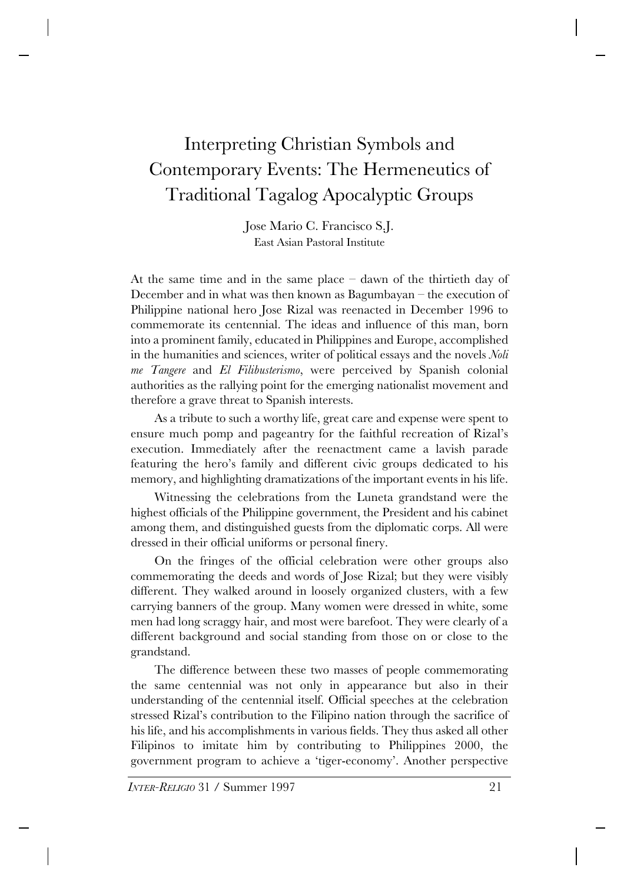# Interpreting Christian Symbols and Contemporary Events: The Hermeneutics of Traditional Tagalog Apocalyptic Groups

Jose Mario C. Francisco S.J.
East Asian Pastoral Institute

At the same time and in the same place – dawn of the thirtieth day of December and in what was then known as Bagumbayan – the execution of Philippine national hero Jose Rizal was reenacted in December 1996 to commemorate its centennial. The ideas and influence of this man, born into a prominent family, educated in Philippines and Europe, accomplished in the humanities and sciences, writer of political essays and the novels *Noli me Tangere* and *El Filibusterismo*, were perceived by Spanish colonial authorities as the rallying point for the emerging nationalist movement and therefore a grave threat to Spanish interests.

As a tribute to such a worthy life, great care and expense were spent to ensure much pomp and pageantry for the faithful recreation of Rizal's execution. Immediately after the reenactment came a lavish parade featuring the hero's family and different civic groups dedicated to his memory, and highlighting dramatizations of the important events in his life.

Witnessing the celebrations from the Luneta grandstand were the highest officials of the Philippine government, the President and his cabinet among them, and distinguished guests from the diplomatic corps. All were dressed in their official uniforms or personal finery.

On the fringes of the official celebration were other groups also commemorating the deeds and words of Jose Rizal; but they were visibly different. They walked around in loosely organized clusters, with a few carrying banners of the group. Many women were dressed in white, some men had long scraggy hair, and most were barefoot. They were clearly of a different background and social standing from those on or close to the grandstand.

The difference between these two masses of people commemorating the same centennial was not only in appearance but also in their understanding of the centennial itself. Official speeches at the celebration stressed Rizal's contribution to the Filipino nation through the sacrifice of his life, and his accomplishments in various fields. They thus asked all other Filipinos to imitate him by contributing to Philippines 2000, the government program to achieve a 'tiger-economy'. Another perspective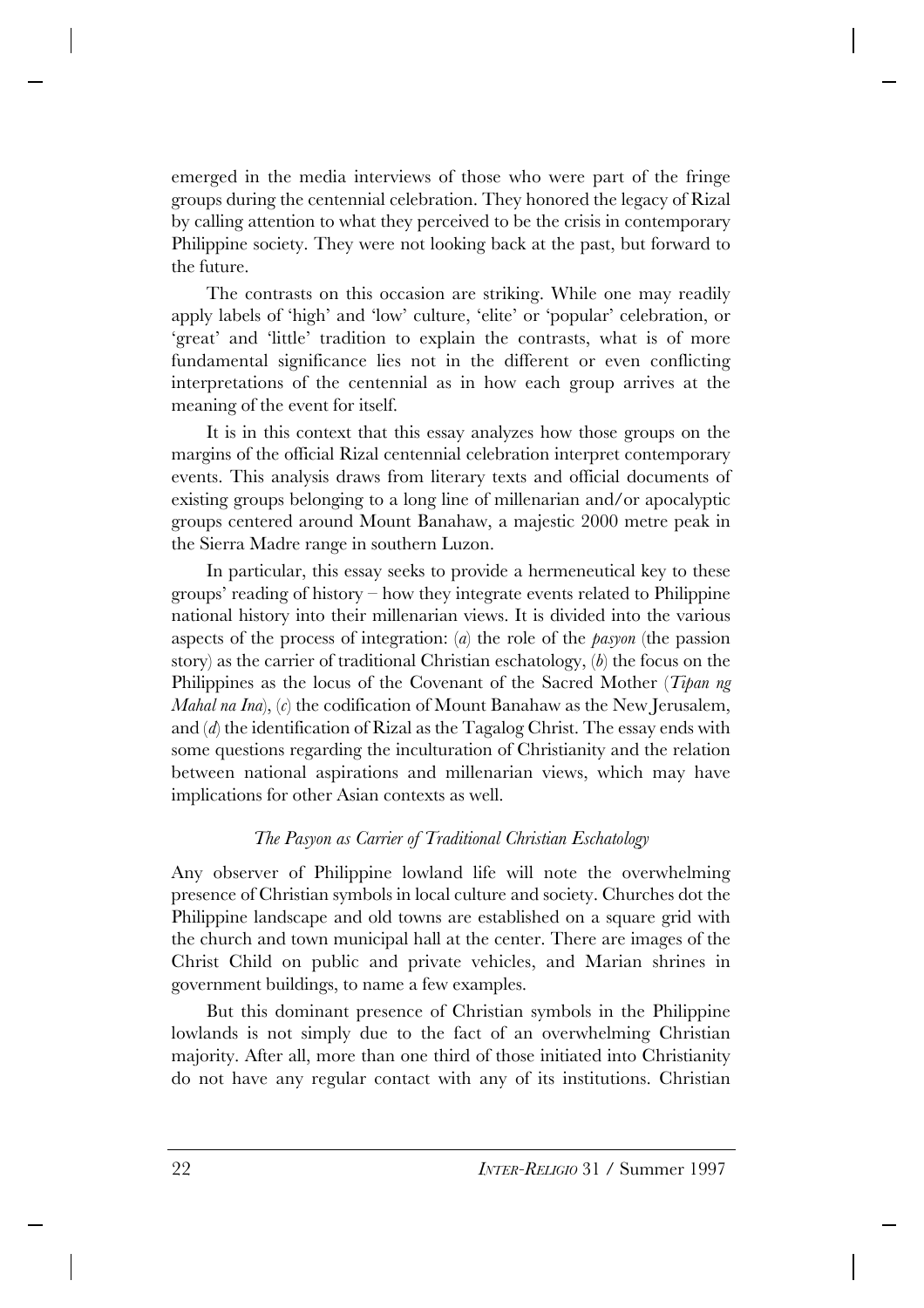emerged in the media interviews of those who were part of the fringe groups during the centennial celebration. They honored the legacy of Rizal by calling attention to what they perceived to be the crisis in contemporary Philippine society. They were not looking back at the past, but forward to the future.

The contrasts on this occasion are striking. While one may readily apply labels of 'high' and 'low' culture, 'elite' or 'popular' celebration, or 'great' and 'little' tradition to explain the contrasts, what is of more fundamental significance lies not in the different or even conflicting interpretations of the centennial as in how each group arrives at the meaning of the event for itself.

It is in this context that this essay analyzes how those groups on the margins of the official Rizal centennial celebration interpret contemporary events. This analysis draws from literary texts and official documents of existing groups belonging to a long line of millenarian and/or apocalyptic groups centered around Mount Banahaw, a majestic 2000 metre peak in the Sierra Madre range in southern Luzon.

In particular, this essay seeks to provide a hermeneutical key to these groups' reading of history – how they integrate events related to Philippine national history into their millenarian views. It is divided into the various aspects of the process of integration: (*a*) the role of the *pasyon* (the passion story) as the carrier of traditional Christian eschatology, (*b*) the focus on the Philippines as the locus of the Covenant of the Sacred Mother (*Tipan ng Mahal na Ina*), (*c*) the codification of Mount Banahaw as the New Jerusalem, and (*d*) the identification of Rizal as the Tagalog Christ. The essay ends with some questions regarding the inculturation of Christianity and the relation between national aspirations and millenarian views, which may have implications for other Asian contexts as well.

### *The Pasyon as Carrier of Traditional Christian Eschatology*

Any observer of Philippine lowland life will note the overwhelming presence of Christian symbols in local culture and society. Churches dot the Philippine landscape and old towns are established on a square grid with the church and town municipal hall at the center. There are images of the Christ Child on public and private vehicles, and Marian shrines in government buildings, to name a few examples.

But this dominant presence of Christian symbols in the Philippine lowlands is not simply due to the fact of an overwhelming Christian majority. After all, more than one third of those initiated into Christianity do not have any regular contact with any of its institutions. Christian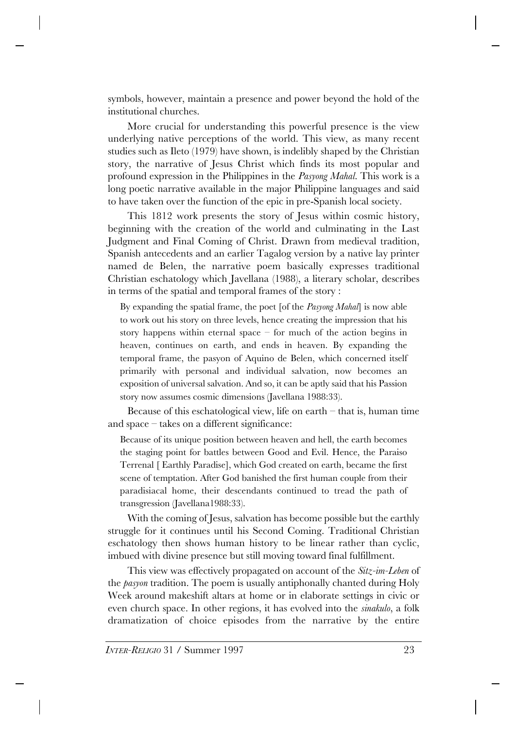symbols, however, maintain a presence and power beyond the hold of the institutional churches.

More crucial for understanding this powerful presence is the view underlying native perceptions of the world. This view, as many recent studies such as Ileto (1979) have shown, is indelibly shaped by the Christian story, the narrative of Jesus Christ which finds its most popular and profound expression in the Philippines in the *Pasyong Mahal*. This work is a long poetic narrative available in the major Philippine languages and said to have taken over the function of the epic in pre-Spanish local society.

This 1812 work presents the story of Jesus within cosmic history, beginning with the creation of the world and culminating in the Last Judgment and Final Coming of Christ. Drawn from medieval tradition, Spanish antecedents and an earlier Tagalog version by a native lay printer named de Belen, the narrative poem basically expresses traditional Christian eschatology which Javellana (1988), a literary scholar, describes in terms of the spatial and temporal frames of the story :

> By expanding the spatial frame, the poet [of the *Pasyong Mahal*] is now able to work out his story on three levels, hence creating the impression that his story happens within eternal space – for much of the action begins in heaven, continues on earth, and ends in heaven. By expanding the temporal frame, the pasyon of Aquino de Belen, which concerned itself primarily with personal and individual salvation, now becomes an exposition of universal salvation. And so, it can be aptly said that his Passion story now assumes cosmic dimensions (Javellana 1988:33).

Because of this eschatological view, life on earth – that is, human time and space – takes on a different significance:

> Because of its unique position between heaven and hell, the earth becomes the staging point for battles between Good and Evil. Hence, the Paraiso Terrenal [ Earthly Paradise], which God created on earth, became the first scene of temptation. After God banished the first human couple from their paradisiacal home, their descendants continued to tread the path of transgression (Javellana1988:33).

With the coming of Jesus, salvation has become possible but the earthly struggle for it continues until his Second Coming. Traditional Christian eschatology then shows human history to be linear rather than cyclic, imbued with divine presence but still moving toward final fulfillment.

This view was effectively propagated on account of the *Sitz-im-Leben* of the *pasyon* tradition. The poem is usually antiphonally chanted during Holy Week around makeshift altars at home or in elaborate settings in civic or even church space. In other regions, it has evolved into the *sinakulo*, a folk dramatization of choice episodes from the narrative by the entire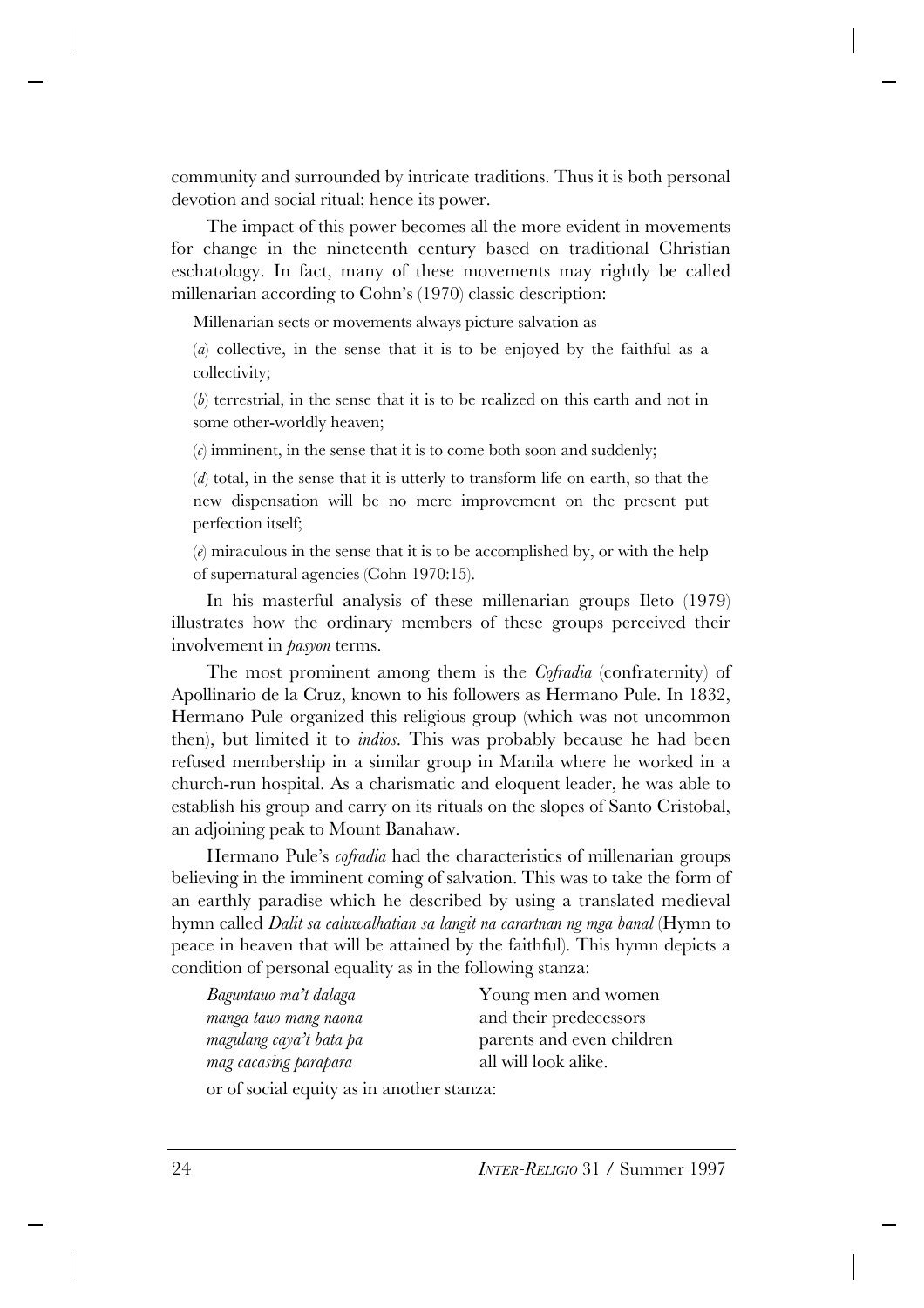community and surrounded by intricate traditions. Thus it is both personal devotion and social ritual; hence its power.

The impact of this power becomes all the more evident in movements for change in the nineteenth century based on traditional Christian eschatology. In fact, many of these movements may rightly be called millenarian according to Cohn's (1970) classic description:

> Millenarian sects or movements always picture salvation as
>
> (*a*) collective, in the sense that it is to be enjoyed by the faithful as a collectivity;
>
> (*b*) terrestrial, in the sense that it is to be realized on this earth and not in some other-worldly heaven;
>
> (*c*) imminent, in the sense that it is to come both soon and suddenly;
>
> (*d*) total, in the sense that it is utterly to transform life on earth, so that the new dispensation will be no mere improvement on the present put perfection itself;
>
> (*e*) miraculous in the sense that it is to be accomplished by, or with the help of supernatural agencies (Cohn 1970:15).

In his masterful analysis of these millenarian groups Ileto (1979) illustrates how the ordinary members of these groups perceived their involvement in *pasyon* terms.

The most prominent among them is the *Cofradia* (confraternity) of Apollinario de la Cruz, known to his followers as Hermano Pule. In 1832, Hermano Pule organized this religious group (which was not uncommon then), but limited it to *indios*. This was probably because he had been refused membership in a similar group in Manila where he worked in a church-run hospital. As a charismatic and eloquent leader, he was able to establish his group and carry on its rituals on the slopes of Santo Cristobal, an adjoining peak to Mount Banahaw.

Hermano Pule's *cofradia* had the characteristics of millenarian groups believing in the imminent coming of salvation. This was to take the form of an earthly paradise which he described by using a translated medieval hymn called *Dalit sa caluwalhatian sa langit na carartnan ng mga banal* (Hymn to peace in heaven that will be attained by the faithful). This hymn depicts a condition of personal equality as in the following stanza:

| | |
|---|---|
| *Baguntauo ma't dalaga* | Young men and women |
| *manga tauo mang naona* | and their predecessors |
| *magulang caya't bata pa* | parents and even children |
| *mag cacasing parapara* | all will look alike. |

or of social equity as in another stanza: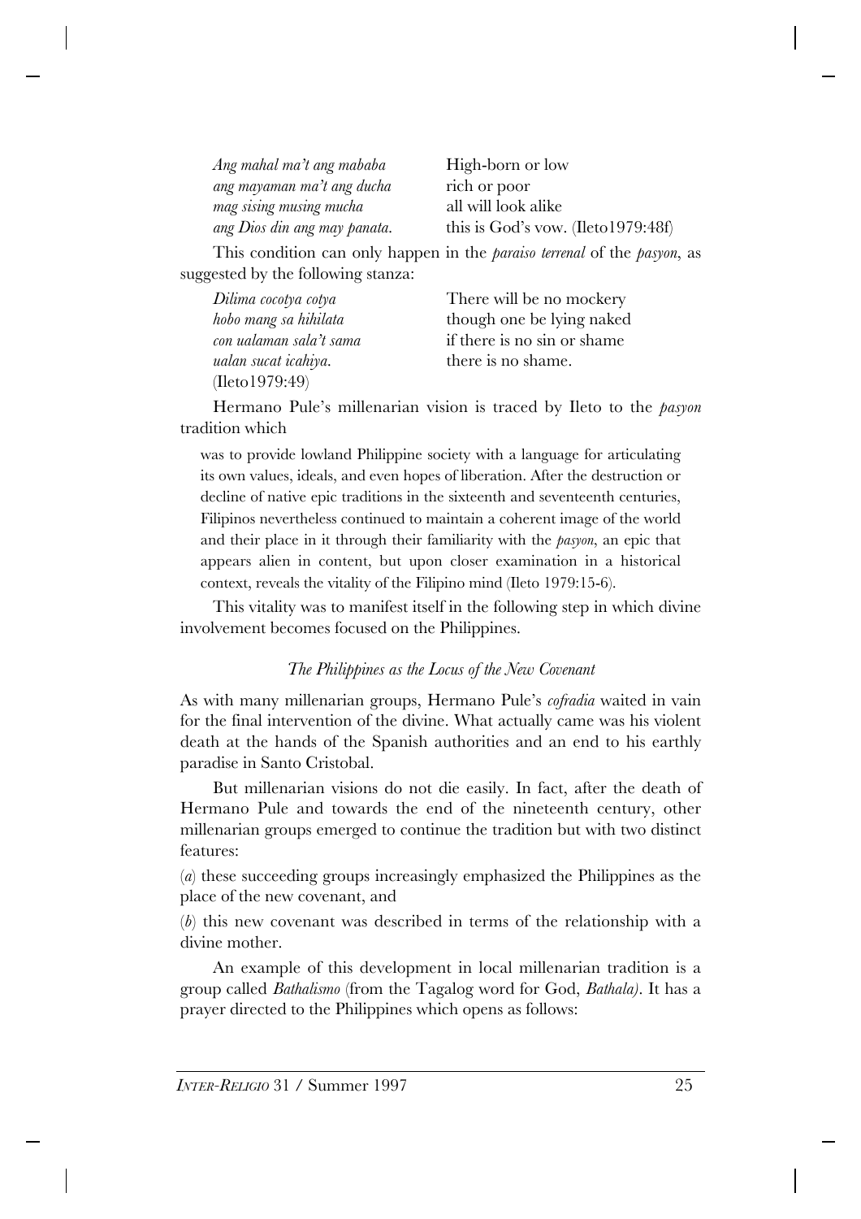| | |
|---|---|
| *Ang mahal ma't ang mababa* | High-born or low |
| *ang mayaman ma't ang ducha* | rich or poor |
| *mag sising musing mucha* | all will look alike |
| *ang Dios din ang may panata.* | this is God's vow. (Ileto1979:48f) |

This condition can only happen in the *paraiso terrenal* of the *pasyon*, as suggested by the following stanza:

| | |
|---|---|
| *Dilima cocotya cotya* | There will be no mockery |
| *hobo mang sa hihilata* | though one be lying naked |
| *con ualaman sala't sama* | if there is no sin or shame |
| *ualan sucat icahiya.* | there is no shame. |
| (Ileto1979:49) | |

Hermano Pule's millenarian vision is traced by Ileto to the *pasyon* tradition which

> was to provide lowland Philippine society with a language for articulating its own values, ideals, and even hopes of liberation. After the destruction or decline of native epic traditions in the sixteenth and seventeenth centuries, Filipinos nevertheless continued to maintain a coherent image of the world and their place in it through their familiarity with the *pasyon*, an epic that appears alien in content, but upon closer examination in a historical context, reveals the vitality of the Filipino mind (Ileto 1979:15-6).

This vitality was to manifest itself in the following step in which divine involvement becomes focused on the Philippines.

### *The Philippines as the Locus of the New Covenant*

As with many millenarian groups, Hermano Pule's *cofradia* waited in vain for the final intervention of the divine. What actually came was his violent death at the hands of the Spanish authorities and an end to his earthly paradise in Santo Cristobal.

But millenarian visions do not die easily. In fact, after the death of Hermano Pule and towards the end of the nineteenth century, other millenarian groups emerged to continue the tradition but with two distinct features:

(*a*) these succeeding groups increasingly emphasized the Philippines as the place of the new covenant, and

(*b*) this new covenant was described in terms of the relationship with a divine mother.

An example of this development in local millenarian tradition is a group called *Bathalismo* (from the Tagalog word for God, *Bathala)*. It has a prayer directed to the Philippines which opens as follows: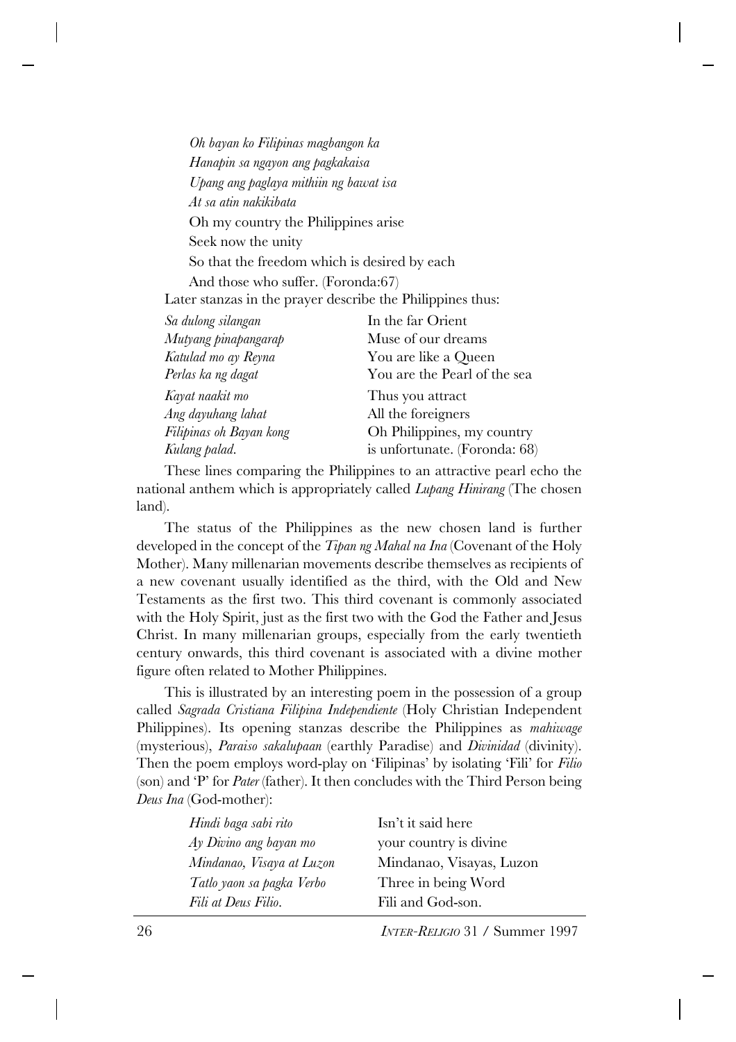*Oh bayan ko Filipinas magbangon ka*
*Hanapin sa ngayon ang pagkakaisa*
*Upang ang paglaya mithiin ng bawat isa*
*At sa atin nakikibata*
Oh my country the Philippines arise
Seek now the unity
So that the freedom which is desired by each
And those who suffer. (Foronda:67)

Later stanzas in the prayer describe the Philippines thus:

| | |
|---|---|
| *Sa dulong silangan* | In the far Orient |
| *Mutyang pinapangarap* | Muse of our dreams |
| *Katulad mo ay Reyna* | You are like a Queen |
| *Perlas ka ng dagat* | You are the Pearl of the sea |
| *Kayat naakit mo* | Thus you attract |
| *Ang dayuhang lahat* | All the foreigners |
| *Filipinas oh Bayan kong* | Oh Philippines, my country |
| *Kulang palad.* | is unfortunate. (Foronda: 68) |

These lines comparing the Philippines to an attractive pearl echo the national anthem which is appropriately called *Lupang Hinirang* (The chosen land).

The status of the Philippines as the new chosen land is further developed in the concept of the *Tipan ng Mahal na Ina* (Covenant of the Holy Mother). Many millenarian movements describe themselves as recipients of a new covenant usually identified as the third, with the Old and New Testaments as the first two. This third covenant is commonly associated with the Holy Spirit, just as the first two with the God the Father and Jesus Christ. In many millenarian groups, especially from the early twentieth century onwards, this third covenant is associated with a divine mother figure often related to Mother Philippines.

This is illustrated by an interesting poem in the possession of a group called *Sagrada Cristiana Filipina Independiente* (Holy Christian Independent Philippines). Its opening stanzas describe the Philippines as *mahiwage* (mysterious), *Paraiso sakalupaan* (earthly Paradise) and *Divinidad* (divinity). Then the poem employs word-play on 'Filipinas' by isolating 'Fili' for *Filio* (son) and 'P' for *Pater* (father). It then concludes with the Third Person being *Deus Ina* (God-mother):

| | |
|---|---|
| *Hindi baga sabi rito* | Isn't it said here |
| *Ay Divino ang bayan mo* | your country is divine |
| *Mindanao, Visaya at Luzon* | Mindanao, Visayas, Luzon |
| *Tatlo yaon sa pagka Verbo* | Three in being Word |
| *Fili at Deus Filio.* | Fili and God-son. |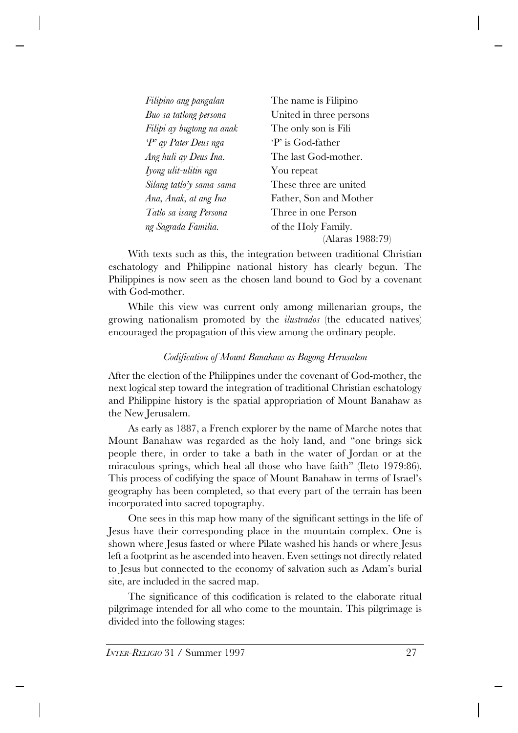| | |
|---|---|
| *Filipino ang pangalan* | The name is Filipino |
| *Buo sa tatlong persona* | United in three persons |
| *Filipi ay bugtong na anak* | The only son is Fili |
| *'P' ay Pater Deus nga* | 'P' is God-father |
| *Ang huli ay Deus Ina.* | The last God-mother. |
| *Iyong ulit-ulitin nga* | You repeat |
| *Silang tatlo'y sama-sama* | These three are united |
| *Ana, Anak, at ang Ina* | Father, Son and Mother |
| *Tatlo sa isang Persona* | Three in one Person |
| *ng Sagrada Familia.* | of the Holy Family. |
| | (Alaras 1988:79) |

With texts such as this, the integration between traditional Christian eschatology and Philippine national history has clearly begun. The Philippines is now seen as the chosen land bound to God by a covenant with God-mother.

While this view was current only among millenarian groups, the growing nationalism promoted by the *ilustrados* (the educated natives) encouraged the propagation of this view among the ordinary people.

### *Codification of Mount Banahaw as Bagong Herusalem*

After the election of the Philippines under the covenant of God-mother, the next logical step toward the integration of traditional Christian eschatology and Philippine history is the spatial appropriation of Mount Banahaw as the New Jerusalem.

As early as 1887, a French explorer by the name of Marche notes that Mount Banahaw was regarded as the holy land, and "one brings sick people there, in order to take a bath in the water of Jordan or at the miraculous springs, which heal all those who have faith" (Ileto 1979:86). This process of codifying the space of Mount Banahaw in terms of Israel's geography has been completed, so that every part of the terrain has been incorporated into sacred topography.

One sees in this map how many of the significant settings in the life of Jesus have their corresponding place in the mountain complex. One is shown where Jesus fasted or where Pilate washed his hands or where Jesus left a footprint as he ascended into heaven. Even settings not directly related to Jesus but connected to the economy of salvation such as Adam's burial site, are included in the sacred map.

The significance of this codification is related to the elaborate ritual pilgrimage intended for all who come to the mountain. This pilgrimage is divided into the following stages: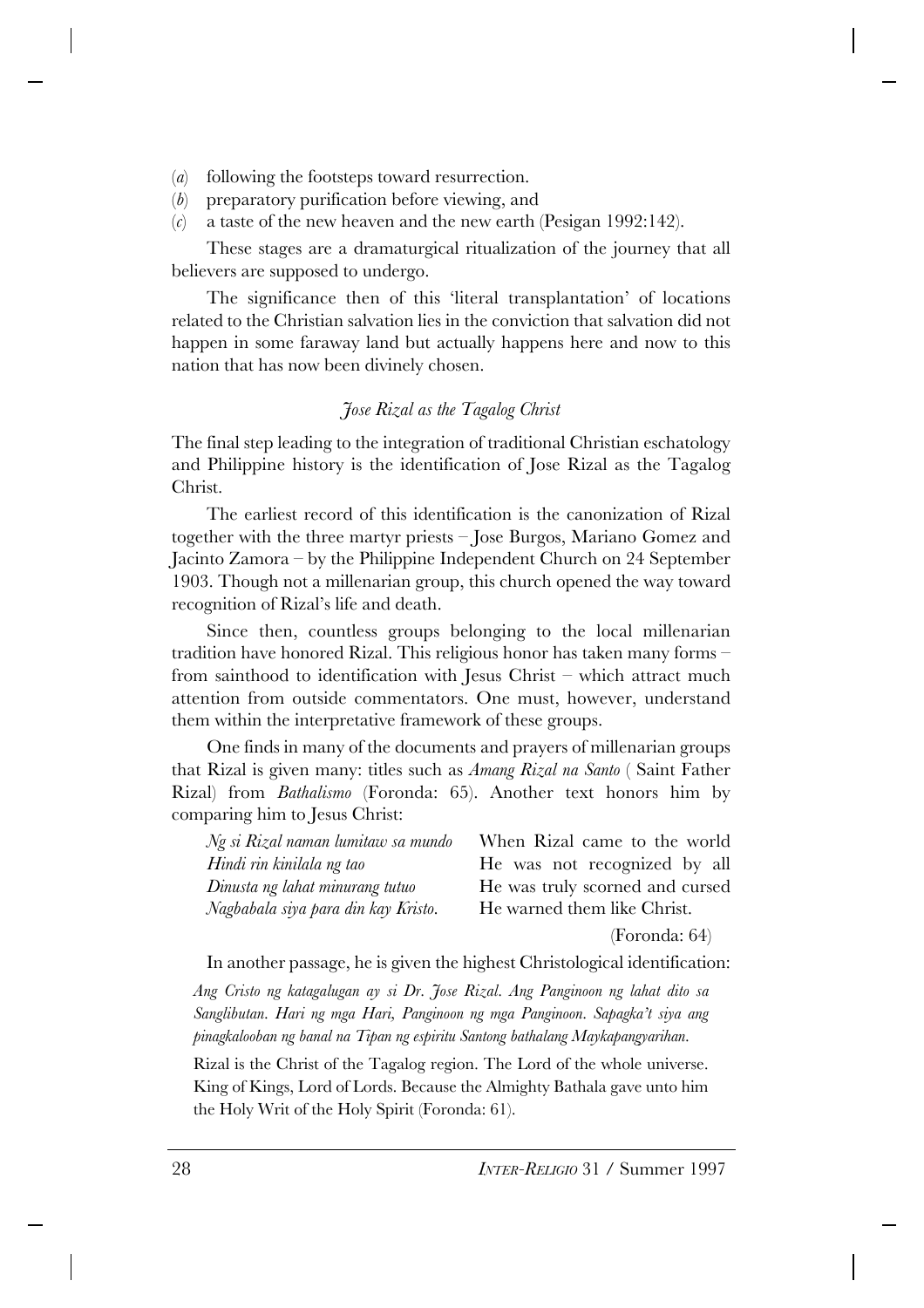(*a*) following the footsteps toward resurrection.
(*b*) preparatory purification before viewing, and
(*c*) a taste of the new heaven and the new earth (Pesigan 1992:142).

These stages are a dramaturgical ritualization of the journey that all believers are supposed to undergo.

The significance then of this 'literal transplantation' of locations related to the Christian salvation lies in the conviction that salvation did not happen in some faraway land but actually happens here and now to this nation that has now been divinely chosen.

### *Jose Rizal as the Tagalog Christ*

The final step leading to the integration of traditional Christian eschatology and Philippine history is the identification of Jose Rizal as the Tagalog Christ.

The earliest record of this identification is the canonization of Rizal together with the three martyr priests – Jose Burgos, Mariano Gomez and Jacinto Zamora – by the Philippine Independent Church on 24 September 1903. Though not a millenarian group, this church opened the way toward recognition of Rizal's life and death.

Since then, countless groups belonging to the local millenarian tradition have honored Rizal. This religious honor has taken many forms – from sainthood to identification with Jesus Christ – which attract much attention from outside commentators. One must, however, understand them within the interpretative framework of these groups.

One finds in many of the documents and prayers of millenarian groups that Rizal is given many: titles such as *Amang Rizal na Santo* ( Saint Father Rizal) from *Bathalismo* (Foronda: 65). Another text honors him by comparing him to Jesus Christ:

| | |
|---|---|
| *Ng si Rizal naman lumitaw sa mundo* | When Rizal came to the world |
| *Hindi rin kinilala ng tao* | He was not recognized by all |
| *Dinusta ng lahat minurang tutuo* | He was truly scorned and cursed |
| *Nagbabala siya para din kay Kristo.* | He warned them like Christ. |

(Foronda: 64)

In another passage, he is given the highest Christological identification:

*Ang Cristo ng katagalugan ay si Dr. Jose Rizal. Ang Panginoon ng lahat dito sa Sanglibutan. Hari ng mga Hari, Panginoon ng mga Panginoon. Sapagka't siya ang pinagkalooban ng banal na Tipan ng espiritu Santong bathalang Maykapangyarihan.*

Rizal is the Christ of the Tagalog region. The Lord of the whole universe. King of Kings, Lord of Lords. Because the Almighty Bathala gave unto him the Holy Writ of the Holy Spirit (Foronda: 61).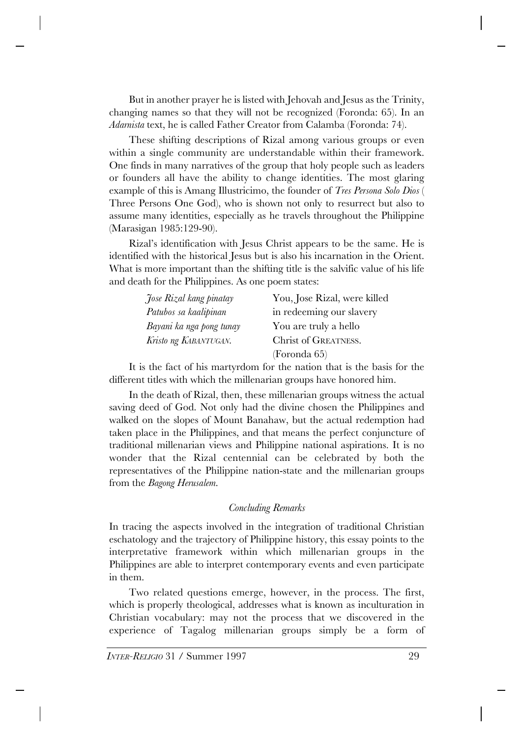But in another prayer he is listed with Jehovah and Jesus as the Trinity, changing names so that they will not be recognized (Foronda: 65). In an *Adarnista* text, he is called Father Creator from Calamba (Foronda: 74).

These shifting descriptions of Rizal among various groups or even within a single community are understandable within their framework. One finds in many narratives of the group that holy people such as leaders or founders all have the ability to change identities. The most glaring example of this is Amang Illustricimo, the founder of *Tres Persona Solo Dios* ( Three Persons One God), who is shown not only to resurrect but also to assume many identities, especially as he travels throughout the Philippine (Marasigan 1985:129-90).

Rizal's identification with Jesus Christ appears to be the same. He is identified with the historical Jesus but is also his incarnation in the Orient. What is more important than the shifting title is the salvific value of his life and death for the Philippines. As one poem states:

| | |
|---|---|
| *Jose Rizal kang pinatay* | You, Jose Rizal, were killed |
| *Patubos sa kaalipinan* | in redeeming our slavery |
| *Bayani ka nga pong tunay* | You are truly a hello |
| *Kristo ng* KABANTUGAN. | Christ of GREATNESS. |
| | (Foronda 65) |

It is the fact of his martyrdom for the nation that is the basis for the different titles with which the millenarian groups have honored him.

In the death of Rizal, then, these millenarian groups witness the actual saving deed of God. Not only had the divine chosen the Philippines and walked on the slopes of Mount Banahaw, but the actual redemption had taken place in the Philippines, and that means the perfect conjuncture of traditional millenarian views and Philippine national aspirations. It is no wonder that the Rizal centennial can be celebrated by both the representatives of the Philippine nation-state and the millenarian groups from the *Bagong Herusalem*.

### *Concluding Remarks*

In tracing the aspects involved in the integration of traditional Christian eschatology and the trajectory of Philippine history, this essay points to the interpretative framework within which millenarian groups in the Philippines are able to interpret contemporary events and even participate in them.

Two related questions emerge, however, in the process. The first, which is properly theological, addresses what is known as inculturation in Christian vocabulary: may not the process that we discovered in the experience of Tagalog millenarian groups simply be a form of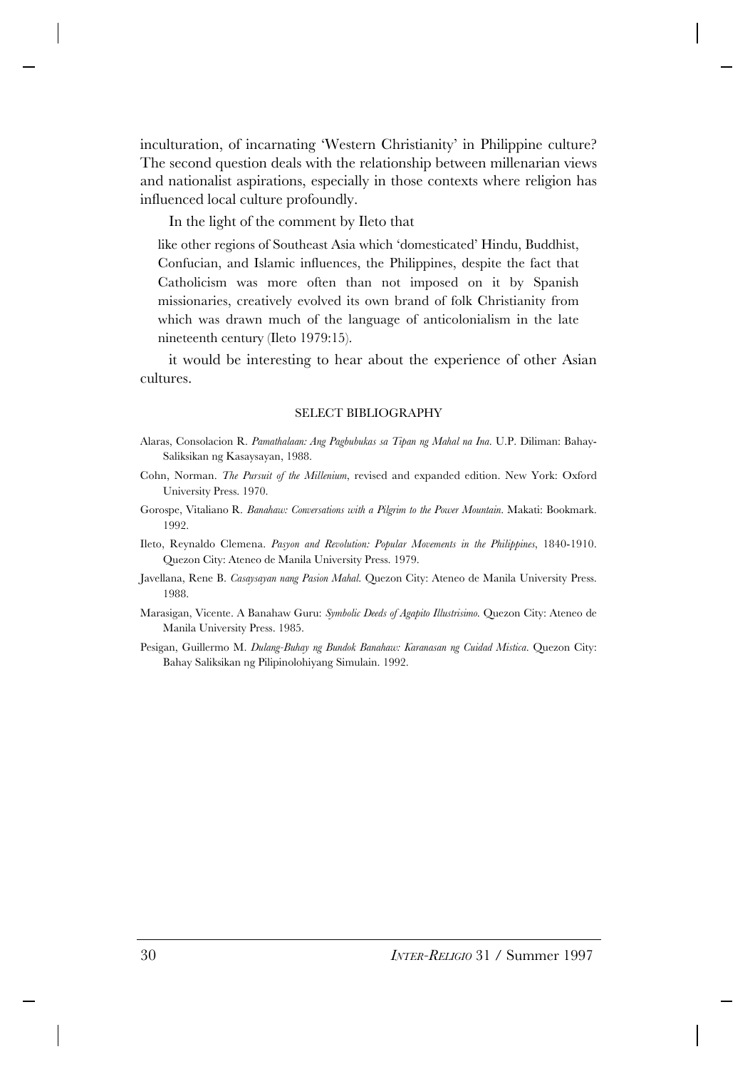inculturation, of incarnating 'Western Christianity' in Philippine culture? The second question deals with the relationship between millenarian views and nationalist aspirations, especially in those contexts where religion has influenced local culture profoundly.

In the light of the comment by Ileto that

> like other regions of Southeast Asia which 'domesticated' Hindu, Buddhist, Confucian, and Islamic influences, the Philippines, despite the fact that Catholicism was more often than not imposed on it by Spanish missionaries, creatively evolved its own brand of folk Christianity from which was drawn much of the language of anticolonialism in the late nineteenth century (Ileto 1979:15).

it would be interesting to hear about the experience of other Asian cultures.

## SELECT BIBLIOGRAPHY

Alaras, Consolacion R. *Pamathalaan: Ang Pagbubukas sa Tipan ng Mahal na Ina*. U.P. Diliman: Bahay-Saliksikan ng Kasaysayan, 1988.

Cohn, Norman. *The Pursuit of the Millenium*, revised and expanded edition. New York: Oxford University Press. 1970.

Gorospe, Vitaliano R. *Banahaw: Conversations with a Pilgrim to the Power Mountain*. Makati: Bookmark. 1992.

Ileto, Reynaldo Clemena. *Pasyon and Revolution: Popular Movements in the Philippines*, 1840-1910. Quezon City: Ateneo de Manila University Press. 1979.

Javellana, Rene B. *Casaysayan nang Pasion Mahal*. Quezon City: Ateneo de Manila University Press. 1988.

Marasigan, Vicente. A Banahaw Guru: *Symbolic Deeds of Agapito Illustrisimo*. Quezon City: Ateneo de Manila University Press. 1985.

Pesigan, Guillermo M. *Dulang-Buhay ng Bundok Banahaw: Karanasan ng Cuidad Mistica*. Quezon City: Bahay Saliksikan ng Pilipinolohiyang Simulain. 1992.